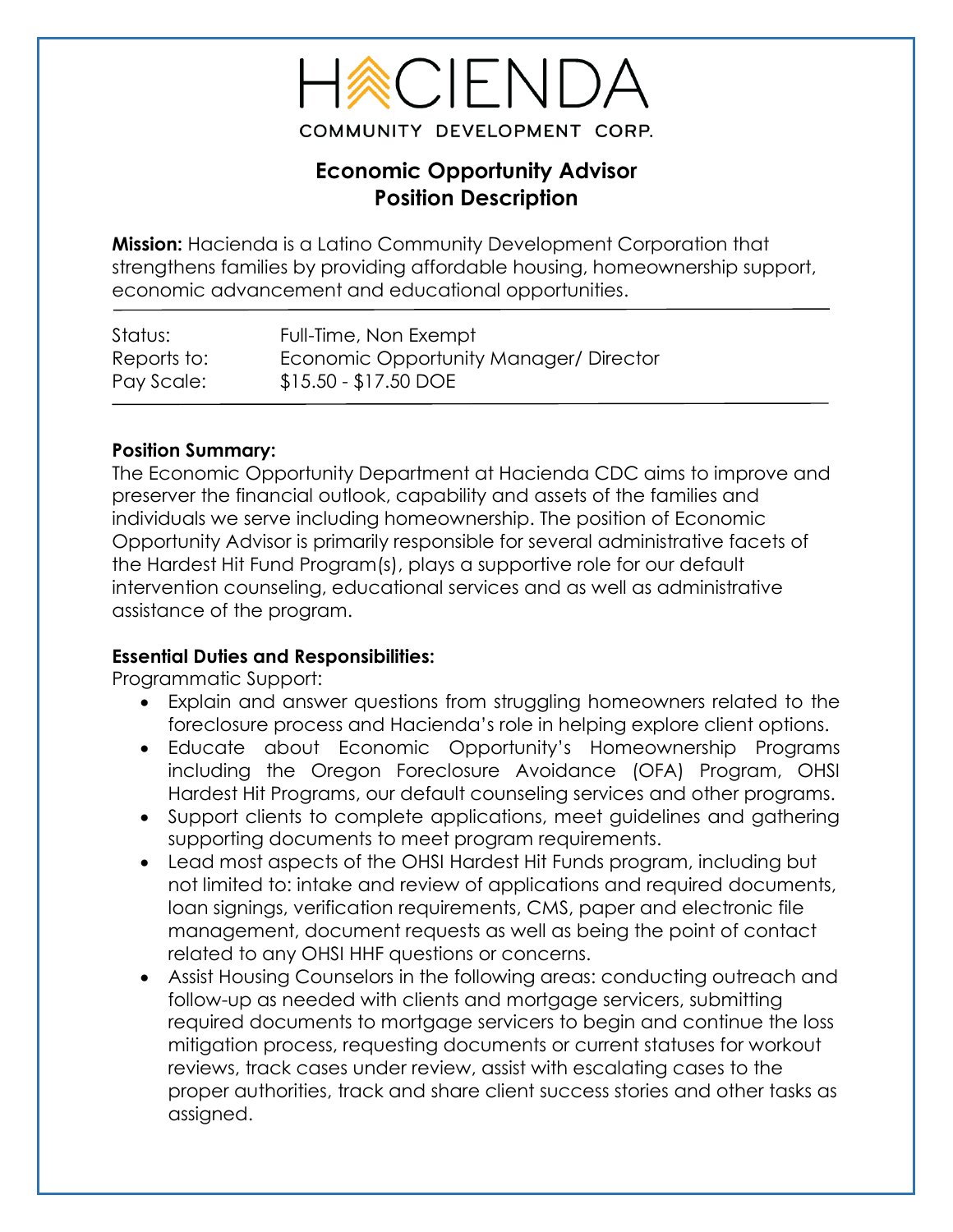HACIENDA
COMMUNITY DEVELOPMENT CORP.

# Economic Opportunity Advisor
## Position Description

**Mission:** Hacienda is a Latino Community Development Corporation that strengthens families by providing affordable housing, homeownership support, economic advancement and educational opportunities.

| | |
|---|---|
| Status: | Full-Time, Non Exempt |
| Reports to: | Economic Opportunity Manager/ Director |
| Pay Scale: | $15.50 - $17.50 DOE |

**Position Summary:**

The Economic Opportunity Department at Hacienda CDC aims to improve and preserver the financial outlook, capability and assets of the families and individuals we serve including homeownership. The position of Economic Opportunity Advisor is primarily responsible for several administrative facets of the Hardest Hit Fund Program(s), plays a supportive role for our default intervention counseling, educational services and as well as administrative assistance of the program.

**Essential Duties and Responsibilities:**

Programmatic Support:

- Explain and answer questions from struggling homeowners related to the foreclosure process and Hacienda's role in helping explore client options.
- Educate about Economic Opportunity's Homeownership Programs including the Oregon Foreclosure Avoidance (OFA) Program, OHSI Hardest Hit Programs, our default counseling services and other programs.
- Support clients to complete applications, meet guidelines and gathering supporting documents to meet program requirements.
- Lead most aspects of the OHSI Hardest Hit Funds program, including but not limited to: intake and review of applications and required documents, loan signings, verification requirements, CMS, paper and electronic file management, document requests as well as being the point of contact related to any OHSI HHF questions or concerns.
- Assist Housing Counselors in the following areas: conducting outreach and follow-up as needed with clients and mortgage servicers, submitting required documents to mortgage servicers to begin and continue the loss mitigation process, requesting documents or current statuses for workout reviews, track cases under review, assist with escalating cases to the proper authorities, track and share client success stories and other tasks as assigned.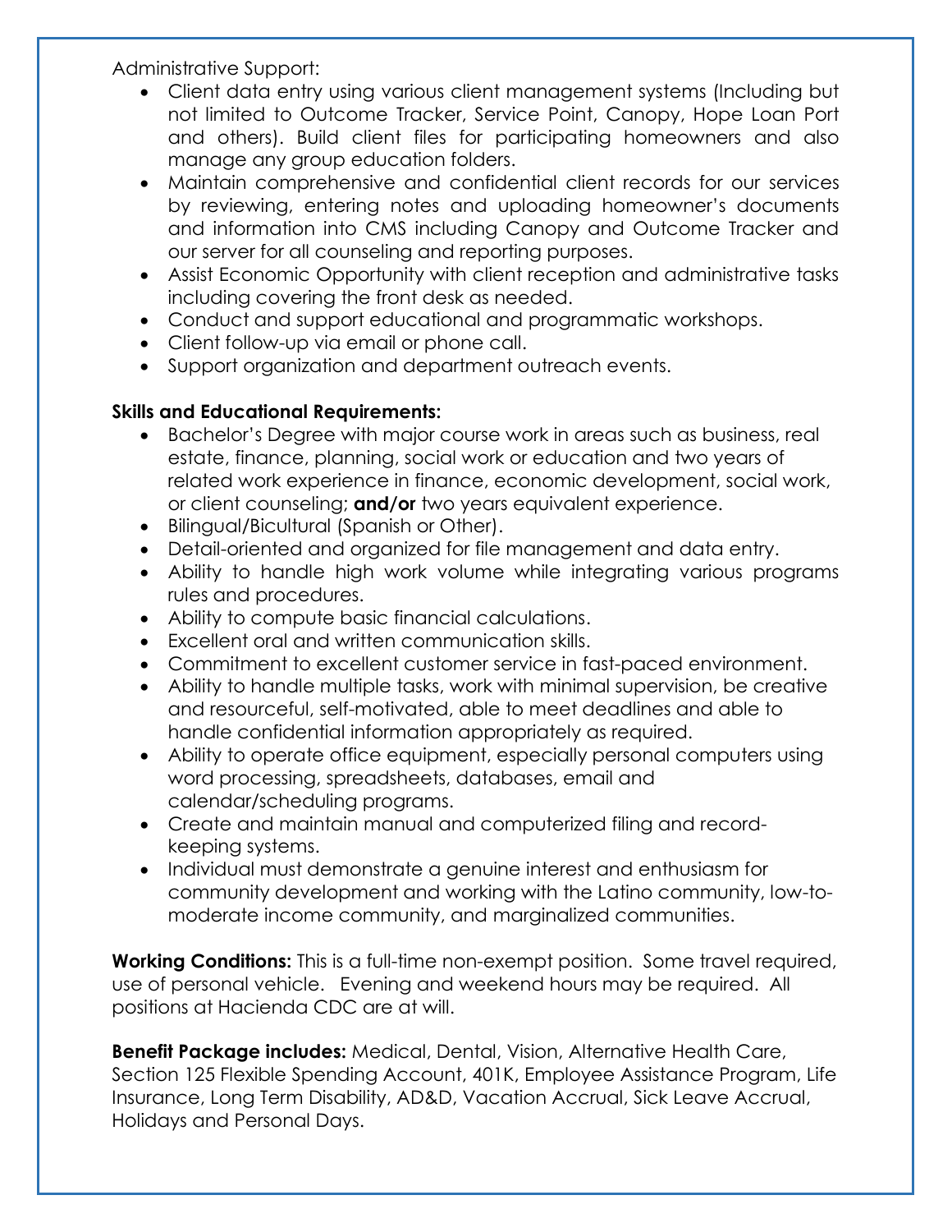Administrative Support:

- Client data entry using various client management systems (Including but not limited to Outcome Tracker, Service Point, Canopy, Hope Loan Port and others). Build client files for participating homeowners and also manage any group education folders.
- Maintain comprehensive and confidential client records for our services by reviewing, entering notes and uploading homeowner's documents and information into CMS including Canopy and Outcome Tracker and our server for all counseling and reporting purposes.
- Assist Economic Opportunity with client reception and administrative tasks including covering the front desk as needed.
- Conduct and support educational and programmatic workshops.
- Client follow-up via email or phone call.
- Support organization and department outreach events.

**Skills and Educational Requirements:**

- Bachelor's Degree with major course work in areas such as business, real estate, finance, planning, social work or education and two years of related work experience in finance, economic development, social work, or client counseling; **and/or** two years equivalent experience.
- Bilingual/Bicultural (Spanish or Other).
- Detail-oriented and organized for file management and data entry.
- Ability to handle high work volume while integrating various programs rules and procedures.
- Ability to compute basic financial calculations.
- Excellent oral and written communication skills.
- Commitment to excellent customer service in fast-paced environment.
- Ability to handle multiple tasks, work with minimal supervision, be creative and resourceful, self-motivated, able to meet deadlines and able to handle confidential information appropriately as required.
- Ability to operate office equipment, especially personal computers using word processing, spreadsheets, databases, email and calendar/scheduling programs.
- Create and maintain manual and computerized filing and record-keeping systems.
- Individual must demonstrate a genuine interest and enthusiasm for community development and working with the Latino community, low-to-moderate income community, and marginalized communities.

**Working Conditions:** This is a full-time non-exempt position. Some travel required, use of personal vehicle. Evening and weekend hours may be required. All positions at Hacienda CDC are at will.

**Benefit Package includes:** Medical, Dental, Vision, Alternative Health Care, Section 125 Flexible Spending Account, 401K, Employee Assistance Program, Life Insurance, Long Term Disability, AD&D, Vacation Accrual, Sick Leave Accrual, Holidays and Personal Days.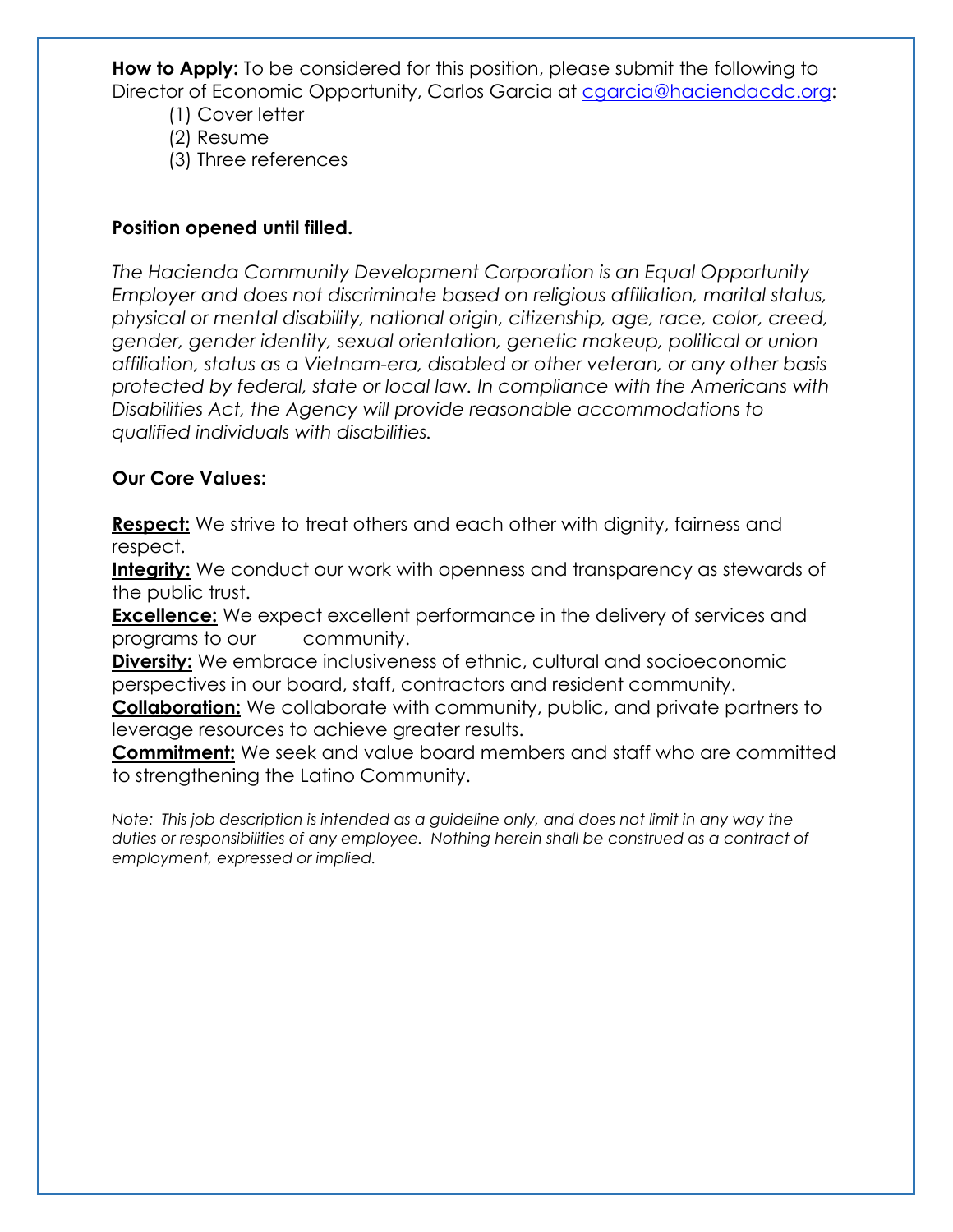**How to Apply:** To be considered for this position, please submit the following to Director of Economic Opportunity, Carlos Garcia at [cgarcia@haciendacdc.org](mailto:cgarcia@haciendacdc.org):

(1) Cover letter
(2) Resume
(3) Three references

**Position opened until filled.**

*The Hacienda Community Development Corporation is an Equal Opportunity Employer and does not discriminate based on religious affiliation, marital status, physical or mental disability, national origin, citizenship, age, race, color, creed, gender, gender identity, sexual orientation, genetic makeup, political or union affiliation, status as a Vietnam-era, disabled or other veteran, or any other basis protected by federal, state or local law. In compliance with the Americans with Disabilities Act, the Agency will provide reasonable accommodations to qualified individuals with disabilities.*

**Our Core Values:**

**Respect:** We strive to treat others and each other with dignity, fairness and respect.
**Integrity:** We conduct our work with openness and transparency as stewards of the public trust.
**Excellence:** We expect excellent performance in the delivery of services and programs to our community.
**Diversity:** We embrace inclusiveness of ethnic, cultural and socioeconomic perspectives in our board, staff, contractors and resident community.
**Collaboration:** We collaborate with community, public, and private partners to leverage resources to achieve greater results.
**Commitment:** We seek and value board members and staff who are committed to strengthening the Latino Community.

*Note: This job description is intended as a guideline only, and does not limit in any way the duties or responsibilities of any employee. Nothing herein shall be construed as a contract of employment, expressed or implied.*